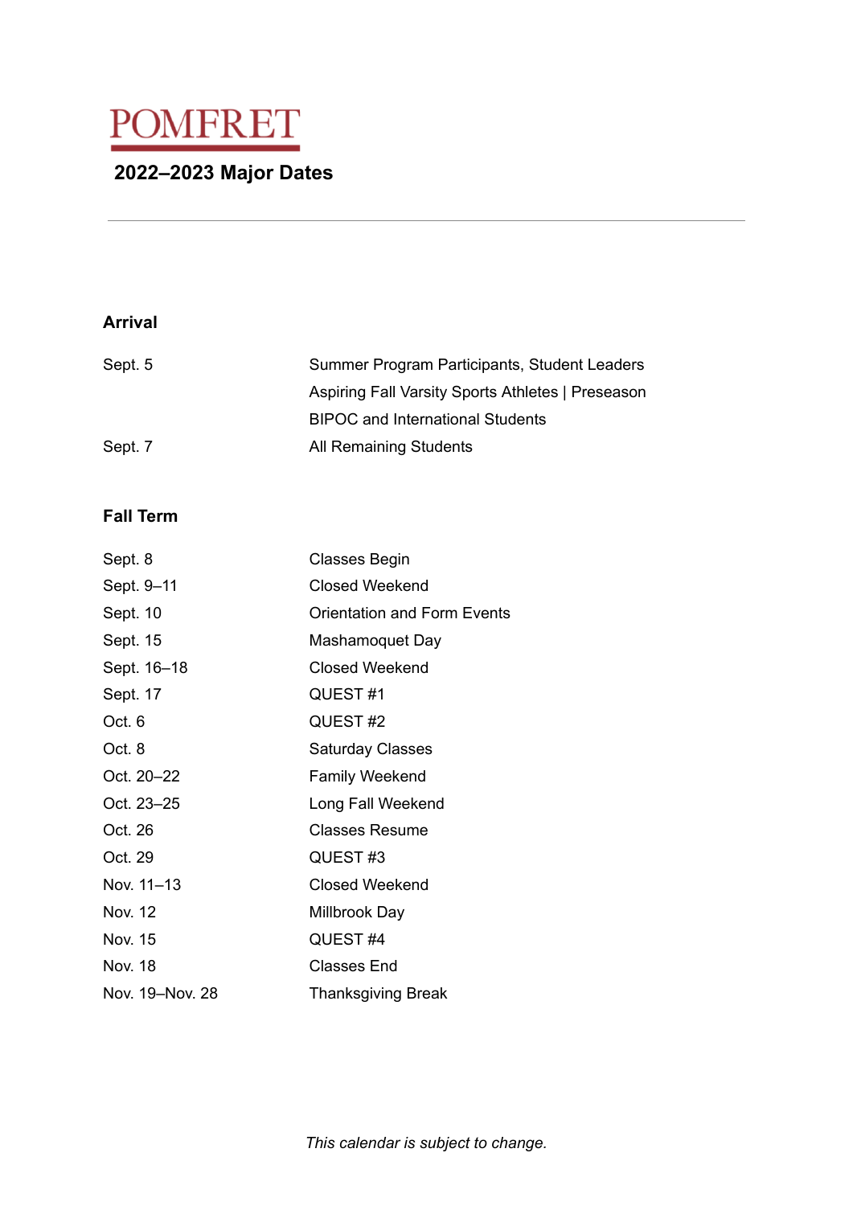# POMFRET

## 2022–2023 Major Dates

---

### Arrival

| | |
|---|---|
| Sept. 5 | Summer Program Participants, Student Leaders |
| | Aspiring Fall Varsity Sports Athletes \| Preseason |
| | BIPOC and International Students |
| Sept. 7 | All Remaining Students |

### Fall Term

| | |
|---|---|
| Sept. 8 | Classes Begin |
| Sept. 9–11 | Closed Weekend |
| Sept. 10 | Orientation and Form Events |
| Sept. 15 | Mashamoquet Day |
| Sept. 16–18 | Closed Weekend |
| Sept. 17 | QUEST #1 |
| Oct. 6 | QUEST #2 |
| Oct. 8 | Saturday Classes |
| Oct. 20–22 | Family Weekend |
| Oct. 23–25 | Long Fall Weekend |
| Oct. 26 | Classes Resume |
| Oct. 29 | QUEST #3 |
| Nov. 11–13 | Closed Weekend |
| Nov. 12 | Millbrook Day |
| Nov. 15 | QUEST #4 |
| Nov. 18 | Classes End |
| Nov. 19–Nov. 28 | Thanksgiving Break |

*This calendar is subject to change.*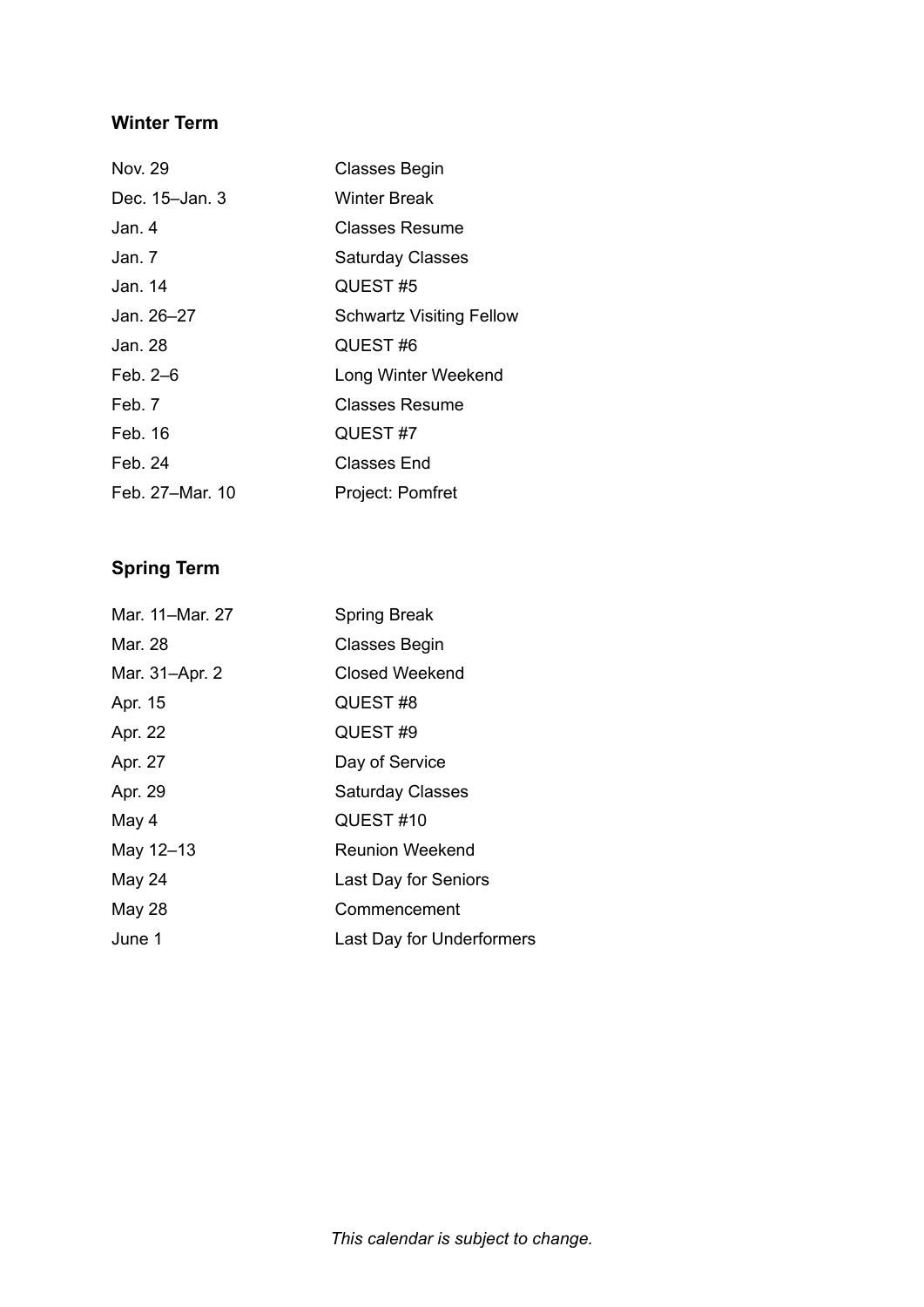### Winter Term

| | |
|---|---|
| Nov. 29 | Classes Begin |
| Dec. 15–Jan. 3 | Winter Break |
| Jan. 4 | Classes Resume |
| Jan. 7 | Saturday Classes |
| Jan. 14 | QUEST #5 |
| Jan. 26–27 | Schwartz Visiting Fellow |
| Jan. 28 | QUEST #6 |
| Feb. 2–6 | Long Winter Weekend |
| Feb. 7 | Classes Resume |
| Feb. 16 | QUEST #7 |
| Feb. 24 | Classes End |
| Feb. 27–Mar. 10 | Project: Pomfret |

### Spring Term

| | |
|---|---|
| Mar. 11–Mar. 27 | Spring Break |
| Mar. 28 | Classes Begin |
| Mar. 31–Apr. 2 | Closed Weekend |
| Apr. 15 | QUEST #8 |
| Apr. 22 | QUEST #9 |
| Apr. 27 | Day of Service |
| Apr. 29 | Saturday Classes |
| May 4 | QUEST #10 |
| May 12–13 | Reunion Weekend |
| May 24 | Last Day for Seniors |
| May 28 | Commencement |
| June 1 | Last Day for Underformers |

*This calendar is subject to change.*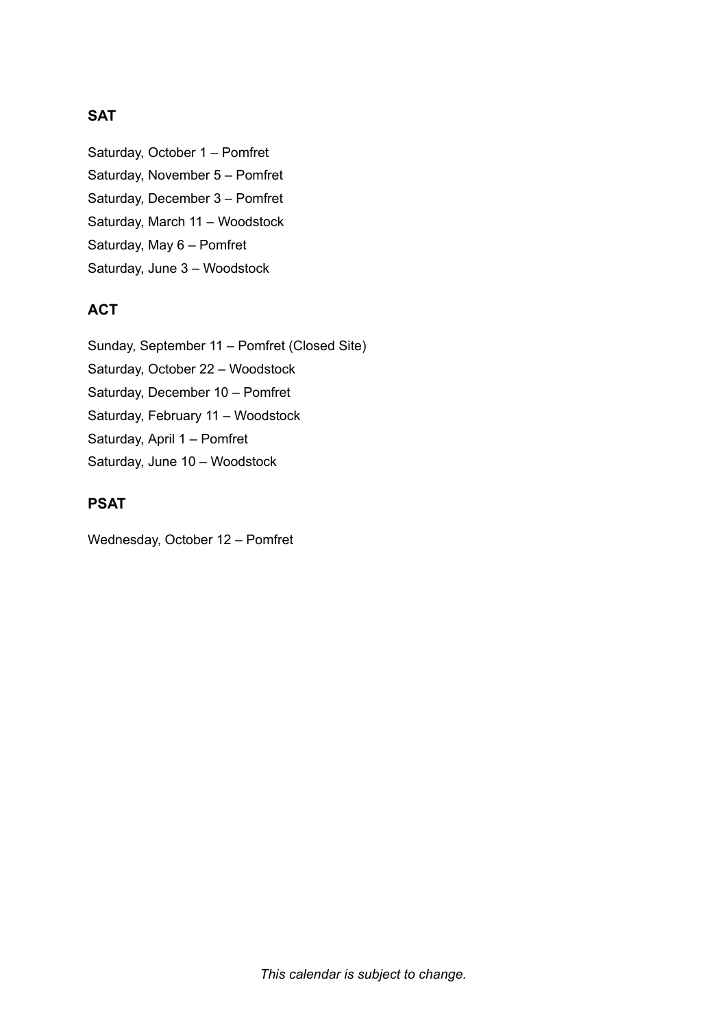## SAT

Saturday, October 1 – Pomfret
Saturday, November 5 – Pomfret
Saturday, December 3 – Pomfret
Saturday, March 11 – Woodstock
Saturday, May 6 – Pomfret
Saturday, June 3 – Woodstock

## ACT

Sunday, September 11 – Pomfret (Closed Site)
Saturday, October 22 – Woodstock
Saturday, December 10 – Pomfret
Saturday, February 11 – Woodstock
Saturday, April 1 – Pomfret
Saturday, June 10 – Woodstock

## PSAT

Wednesday, October 12 – Pomfret

*This calendar is subject to change.*